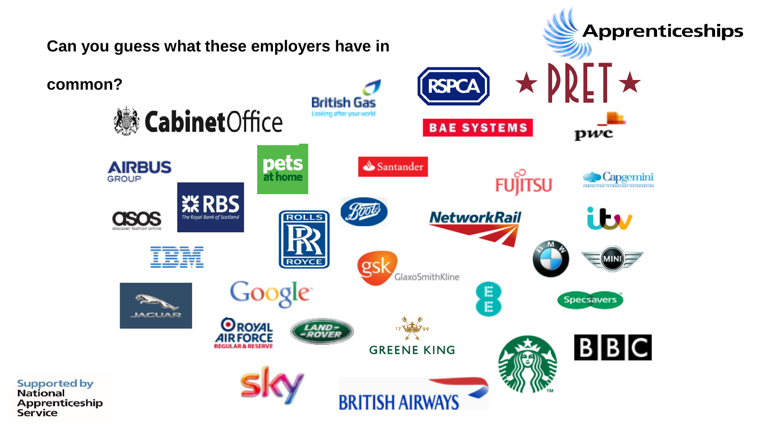# Apprenticeships

**Can you guess what these employers have in common?**

Cabinet Office

British Gas

RSPCA

PRET

BAE SYSTEMS

pwc

AIRBUS GROUP

pets at home

Santander

FUJITSU

Capgemini

asos

RBS The Royal Bank of Scotland

Rolls Royce

Boots

Network Rail

itv

IBM

gsk GlaxoSmithKline

BMW

MINI

Jaguar

Google

EE

Specsavers

Royal Air Force Regular & Reserve

Land Rover

Greene King

Starbucks

BBC

sky

British Airways

Supported by National Apprenticeship Service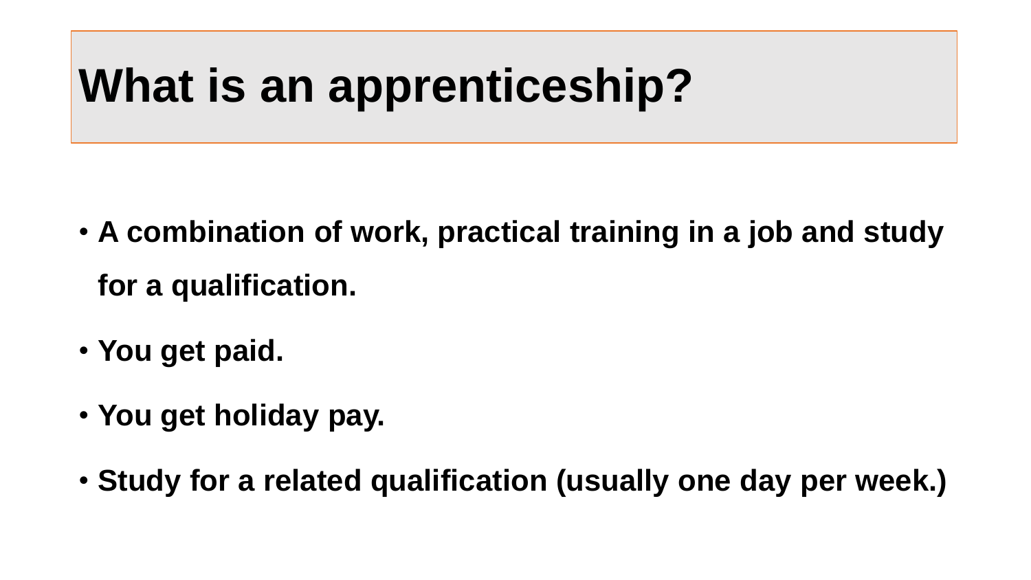# What is an apprenticeship?

- **A combination of work, practical training in a job and study for a qualification.**
- **You get paid.**
- **You get holiday pay.**
- **Study for a related qualification (usually one day per week.)**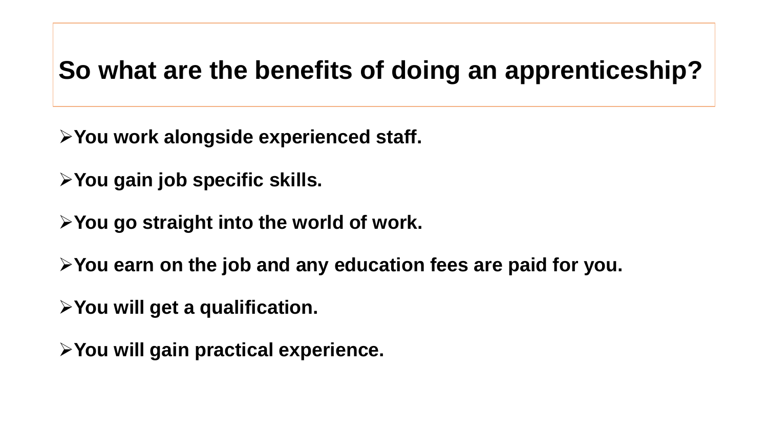# So what are the benefits of doing an apprenticeship?

- **You work alongside experienced staff.**
- **You gain job specific skills.**
- **You go straight into the world of work.**
- **You earn on the job and any education fees are paid for you.**
- **You will get a qualification.**
- **You will gain practical experience.**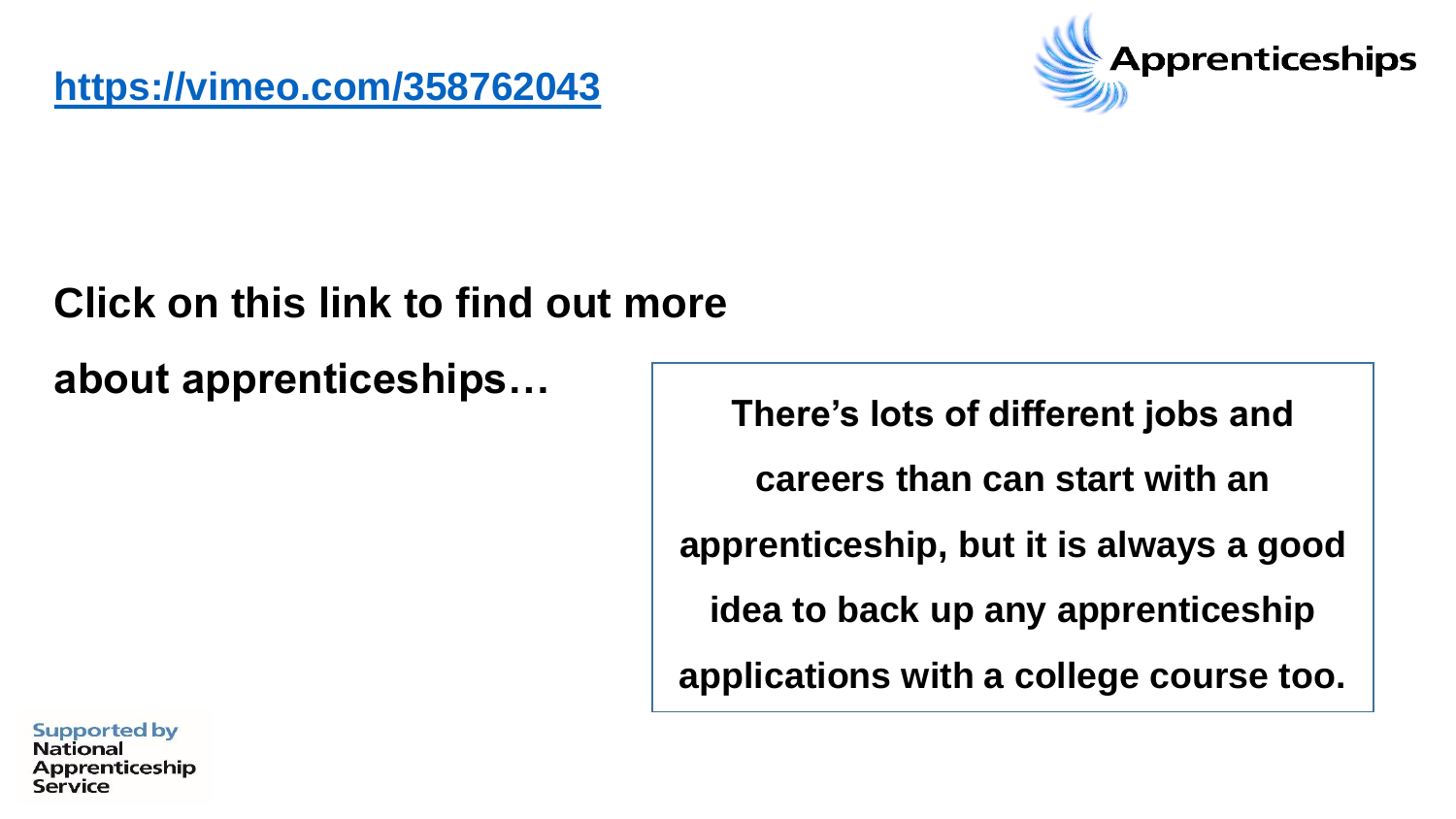https://vimeo.com/358762043

Apprenticeships

**Click on this link to find out more about apprenticeships…**

**There's lots of different jobs and careers than can start with an apprenticeship, but it is always a good idea to back up any apprenticeship applications with a college course too.**

Supported by National Apprenticeship Service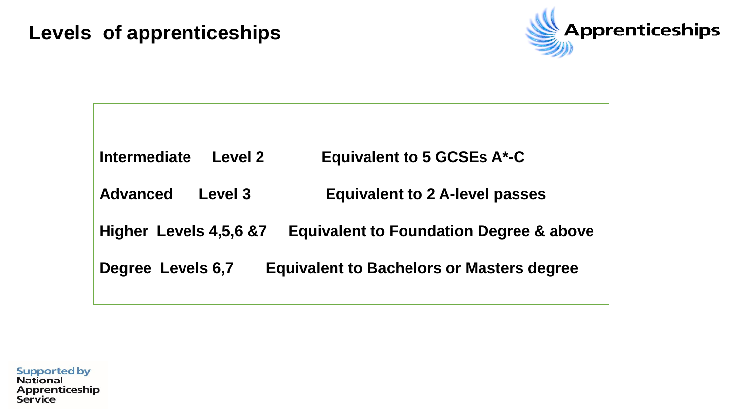# Levels of apprenticeships

Apprenticeships

| | | |
|---|---|---|
| **Intermediate** | **Level 2** | **Equivalent to 5 GCSEs A*-C** |
| **Advanced** | **Level 3** | **Equivalent to 2 A-level passes** |
| **Higher** | **Levels 4,5,6 &7** | **Equivalent to Foundation Degree & above** |
| **Degree** | **Levels 6,7** | **Equivalent to Bachelors or Masters degree** |

Supported by National Apprenticeship Service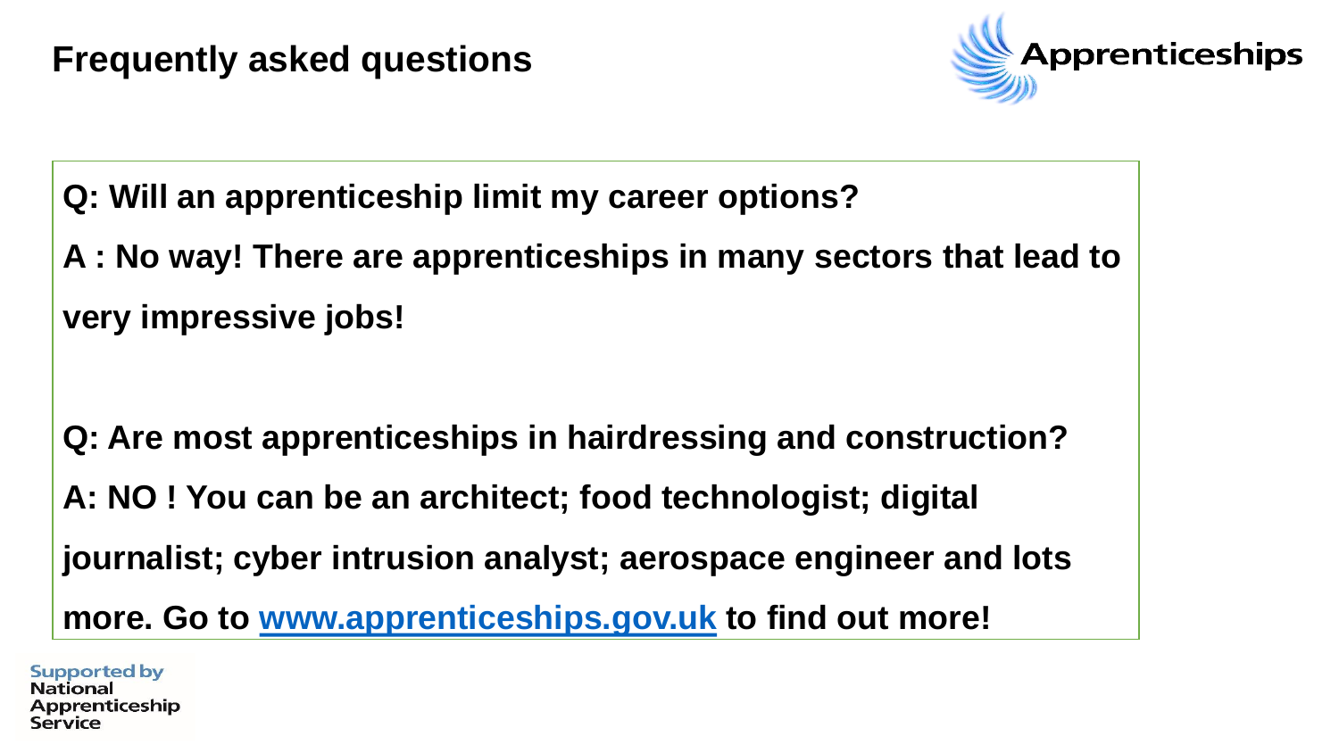# Frequently asked questions

Apprenticeships

**Q: Will an apprenticeship limit my career options?**

**A : No way! There are apprenticeships in many sectors that lead to very impressive jobs!**

**Q: Are most apprenticeships in hairdressing and construction?**

**A: NO ! You can be an architect; food technologist; digital journalist; cyber intrusion analyst; aerospace engineer and lots more. Go to [www.apprenticeships.gov.uk](http://www.apprenticeships.gov.uk) to find out more!**

Supported by National Apprenticeship Service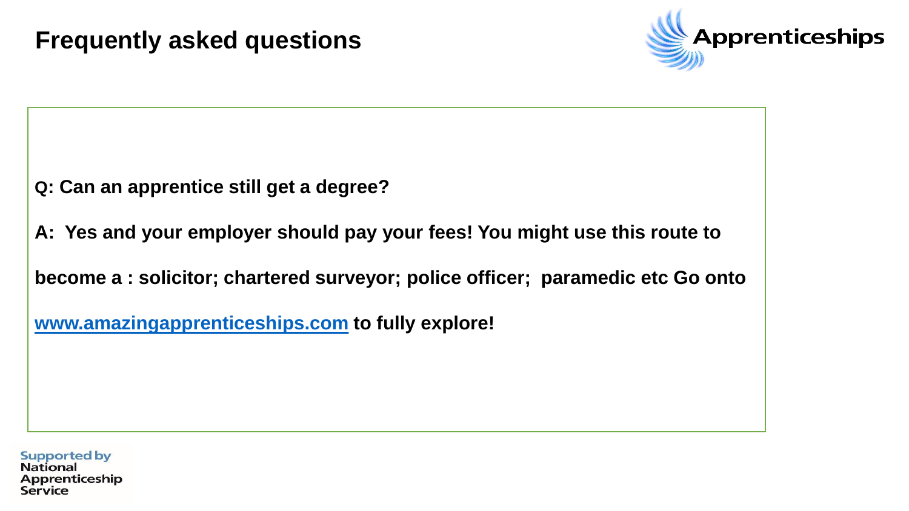# Frequently asked questions

Apprenticeships

**Q: Can an apprentice still get a degree?**

**A: Yes and your employer should pay your fees! You might use this route to become a : solicitor; chartered surveyor; police officer; paramedic etc Go onto [www.amazingapprenticeships.com](http://www.amazingapprenticeships.com) to fully explore!**

Supported by National Apprenticeship Service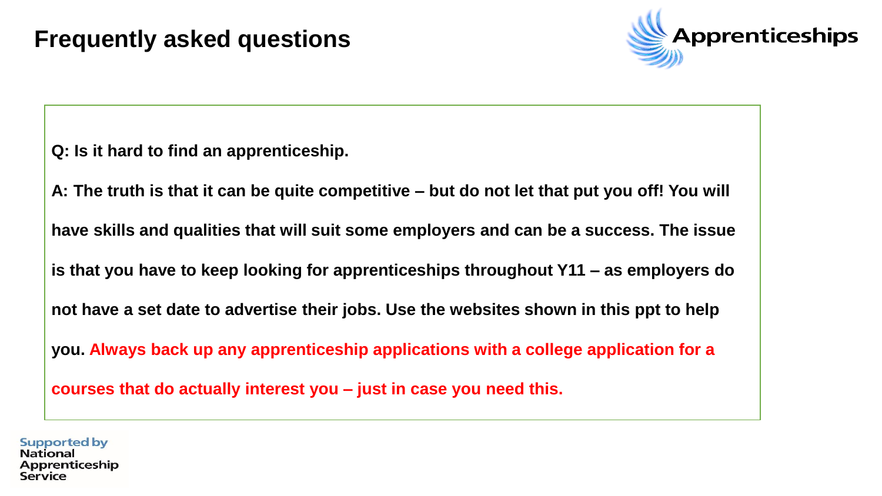# Frequently asked questions

Apprenticeships

**Q: Is it hard to find an apprenticeship.**

**A: The truth is that it can be quite competitive – but do not let that put you off! You will have skills and qualities that will suit some employers and can be a success. The issue is that you have to keep looking for apprenticeships throughout Y11 – as employers do not have a set date to advertise their jobs. Use the websites shown in this ppt to help you. Always back up any apprenticeship applications with a college application for a courses that do actually interest you – just in case you need this.**

Supported by National Apprenticeship Service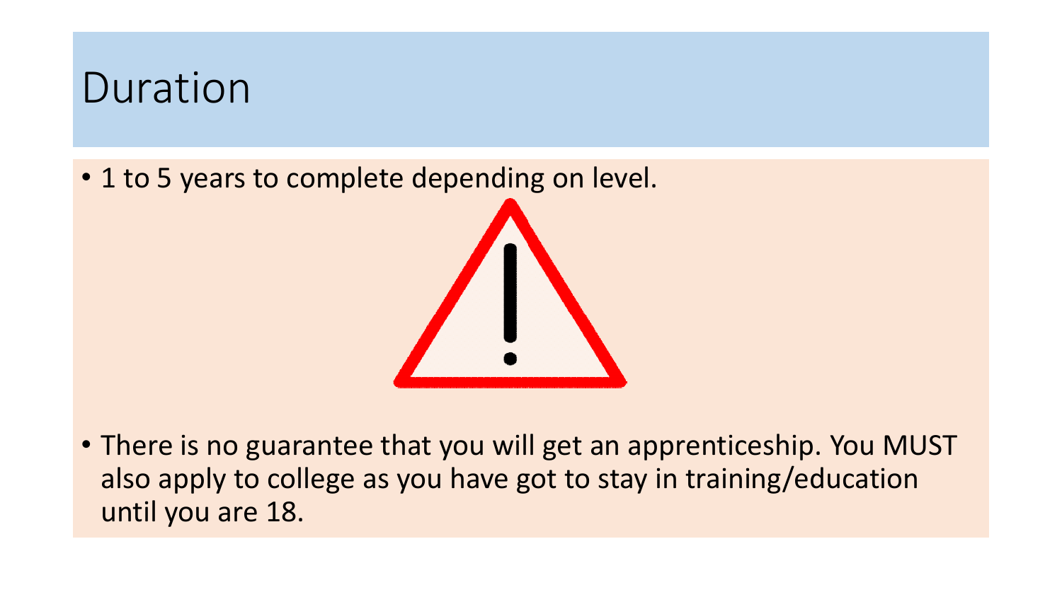# Duration

- 1 to 5 years to complete depending on level.

- There is no guarantee that you will get an apprenticeship. You MUST also apply to college as you have got to stay in training/education until you are 18.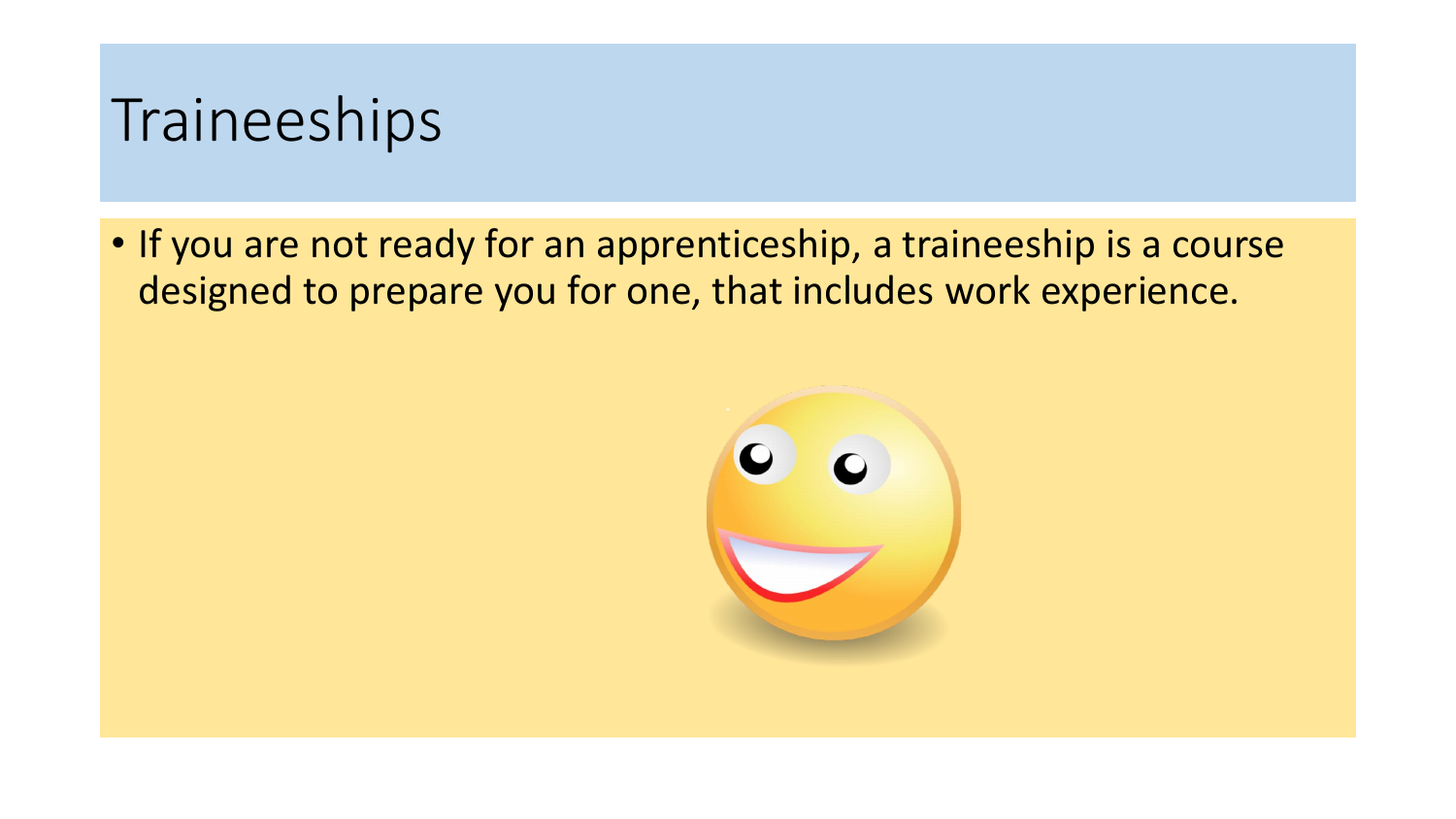# Traineeships

- If you are not ready for an apprenticeship, a traineeship is a course designed to prepare you for one, that includes work experience.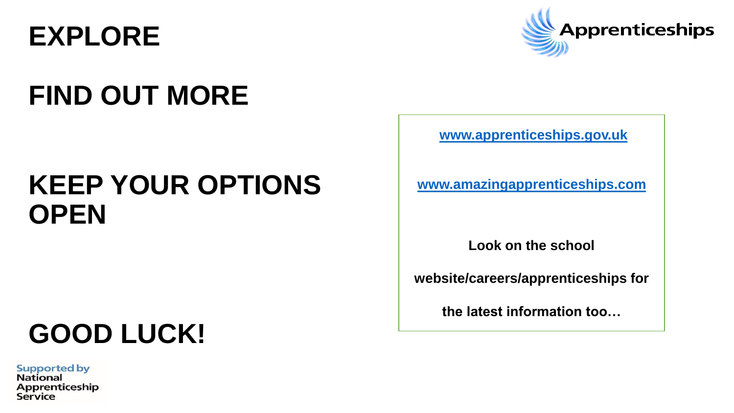# EXPLORE

Apprenticeships

# FIND OUT MORE

# KEEP YOUR OPTIONS OPEN

# GOOD LUCK!

www.apprenticeships.gov.uk

www.amazingapprenticeships.com

**Look on the school**

**website/careers/apprenticeships for**

**the latest information too…**

Supported by National Apprenticeship Service